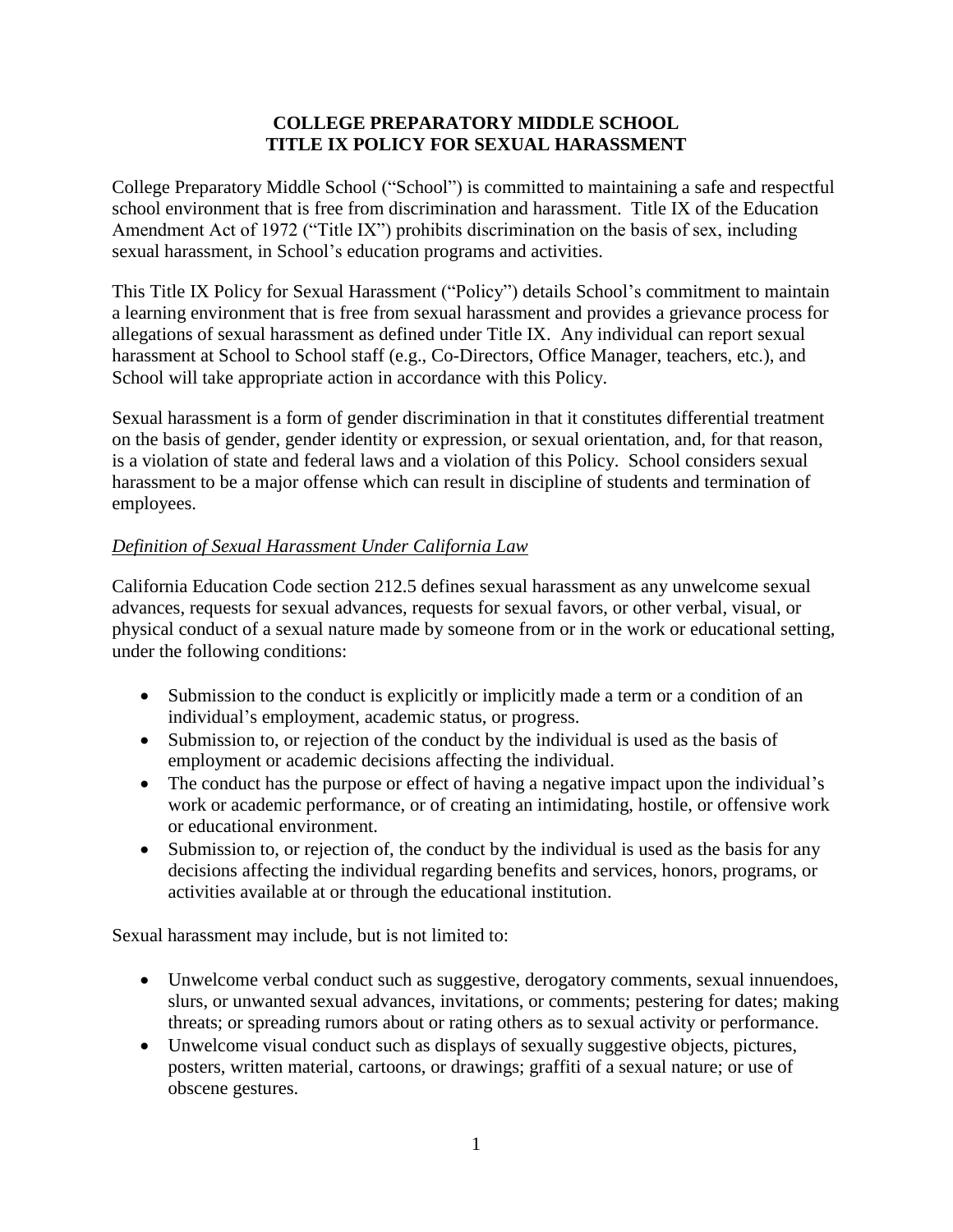# COLLEGE PREPARATORY MIDDLE SCHOOL
# TITLE IX POLICY FOR SEXUAL HARASSMENT

College Preparatory Middle School ("School") is committed to maintaining a safe and respectful school environment that is free from discrimination and harassment. Title IX of the Education Amendment Act of 1972 ("Title IX") prohibits discrimination on the basis of sex, including sexual harassment, in School's education programs and activities.

This Title IX Policy for Sexual Harassment ("Policy") details School's commitment to maintain a learning environment that is free from sexual harassment and provides a grievance process for allegations of sexual harassment as defined under Title IX. Any individual can report sexual harassment at School to School staff (e.g., Co-Directors, Office Manager, teachers, etc.), and School will take appropriate action in accordance with this Policy.

Sexual harassment is a form of gender discrimination in that it constitutes differential treatment on the basis of gender, gender identity or expression, or sexual orientation, and, for that reason, is a violation of state and federal laws and a violation of this Policy. School considers sexual harassment to be a major offense which can result in discipline of students and termination of employees.

## *Definition of Sexual Harassment Under California Law*

California Education Code section 212.5 defines sexual harassment as any unwelcome sexual advances, requests for sexual advances, requests for sexual favors, or other verbal, visual, or physical conduct of a sexual nature made by someone from or in the work or educational setting, under the following conditions:

- Submission to the conduct is explicitly or implicitly made a term or a condition of an individual's employment, academic status, or progress.
- Submission to, or rejection of the conduct by the individual is used as the basis of employment or academic decisions affecting the individual.
- The conduct has the purpose or effect of having a negative impact upon the individual's work or academic performance, or of creating an intimidating, hostile, or offensive work or educational environment.
- Submission to, or rejection of, the conduct by the individual is used as the basis for any decisions affecting the individual regarding benefits and services, honors, programs, or activities available at or through the educational institution.

Sexual harassment may include, but is not limited to:

- Unwelcome verbal conduct such as suggestive, derogatory comments, sexual innuendoes, slurs, or unwanted sexual advances, invitations, or comments; pestering for dates; making threats; or spreading rumors about or rating others as to sexual activity or performance.
- Unwelcome visual conduct such as displays of sexually suggestive objects, pictures, posters, written material, cartoons, or drawings; graffiti of a sexual nature; or use of obscene gestures.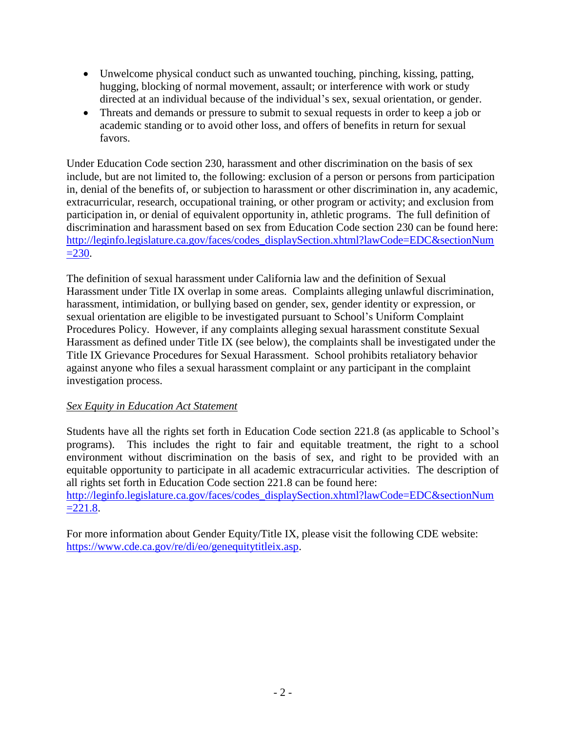- Unwelcome physical conduct such as unwanted touching, pinching, kissing, patting, hugging, blocking of normal movement, assault; or interference with work or study directed at an individual because of the individual's sex, sexual orientation, or gender.
- Threats and demands or pressure to submit to sexual requests in order to keep a job or academic standing or to avoid other loss, and offers of benefits in return for sexual favors.

Under Education Code section 230, harassment and other discrimination on the basis of sex include, but are not limited to, the following: exclusion of a person or persons from participation in, denial of the benefits of, or subjection to harassment or other discrimination in, any academic, extracurricular, research, occupational training, or other program or activity; and exclusion from participation in, or denial of equivalent opportunity in, athletic programs. The full definition of discrimination and harassment based on sex from Education Code section 230 can be found here: http://leginfo.legislature.ca.gov/faces/codes_displaySection.xhtml?lawCode=EDC&sectionNum=230.

The definition of sexual harassment under California law and the definition of Sexual Harassment under Title IX overlap in some areas. Complaints alleging unlawful discrimination, harassment, intimidation, or bullying based on gender, sex, gender identity or expression, or sexual orientation are eligible to be investigated pursuant to School's Uniform Complaint Procedures Policy. However, if any complaints alleging sexual harassment constitute Sexual Harassment as defined under Title IX (see below), the complaints shall be investigated under the Title IX Grievance Procedures for Sexual Harassment. School prohibits retaliatory behavior against anyone who files a sexual harassment complaint or any participant in the complaint investigation process.

*Sex Equity in Education Act Statement*

Students have all the rights set forth in Education Code section 221.8 (as applicable to School's programs). This includes the right to fair and equitable treatment, the right to a school environment without discrimination on the basis of sex, and right to be provided with an equitable opportunity to participate in all academic extracurricular activities. The description of all rights set forth in Education Code section 221.8 can be found here: http://leginfo.legislature.ca.gov/faces/codes_displaySection.xhtml?lawCode=EDC&sectionNum=221.8.

For more information about Gender Equity/Title IX, please visit the following CDE website: https://www.cde.ca.gov/re/di/eo/genequitytitleix.asp.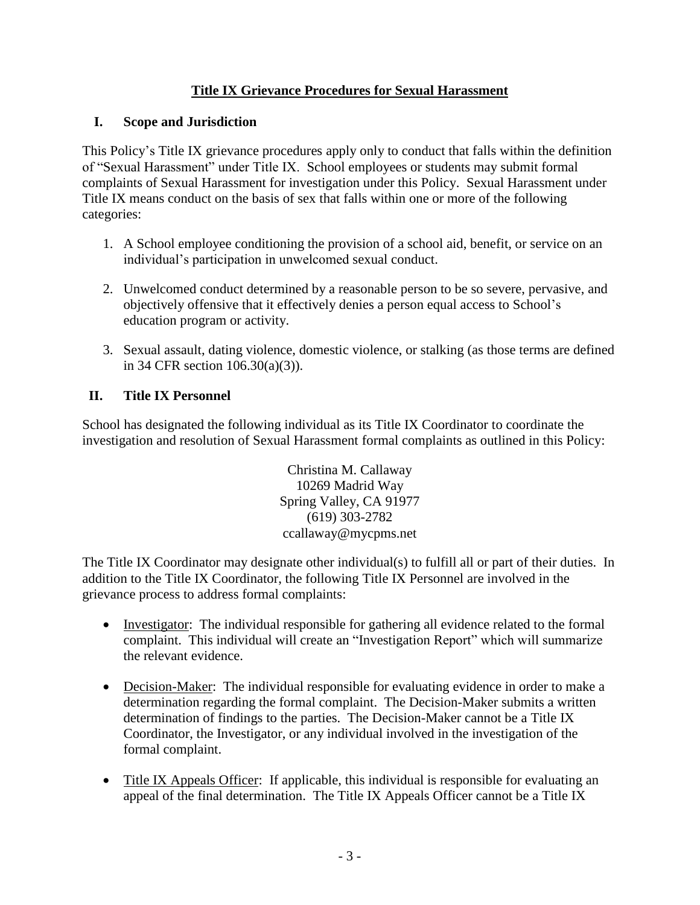## Title IX Grievance Procedures for Sexual Harassment

### I. Scope and Jurisdiction

This Policy's Title IX grievance procedures apply only to conduct that falls within the definition of "Sexual Harassment" under Title IX. School employees or students may submit formal complaints of Sexual Harassment for investigation under this Policy. Sexual Harassment under Title IX means conduct on the basis of sex that falls within one or more of the following categories:

1. A School employee conditioning the provision of a school aid, benefit, or service on an individual's participation in unwelcomed sexual conduct.

2. Unwelcomed conduct determined by a reasonable person to be so severe, pervasive, and objectively offensive that it effectively denies a person equal access to School's education program or activity.

3. Sexual assault, dating violence, domestic violence, or stalking (as those terms are defined in 34 CFR section 106.30(a)(3)).

### II. Title IX Personnel

School has designated the following individual as its Title IX Coordinator to coordinate the investigation and resolution of Sexual Harassment formal complaints as outlined in this Policy:

Christina M. Callaway
10269 Madrid Way
Spring Valley, CA 91977
(619) 303-2782
ccallaway@mycpms.net

The Title IX Coordinator may designate other individual(s) to fulfill all or part of their duties. In addition to the Title IX Coordinator, the following Title IX Personnel are involved in the grievance process to address formal complaints:

- Investigator: The individual responsible for gathering all evidence related to the formal complaint. This individual will create an "Investigation Report" which will summarize the relevant evidence.

- Decision-Maker: The individual responsible for evaluating evidence in order to make a determination regarding the formal complaint. The Decision-Maker submits a written determination of findings to the parties. The Decision-Maker cannot be a Title IX Coordinator, the Investigator, or any individual involved in the investigation of the formal complaint.

- Title IX Appeals Officer: If applicable, this individual is responsible for evaluating an appeal of the final determination. The Title IX Appeals Officer cannot be a Title IX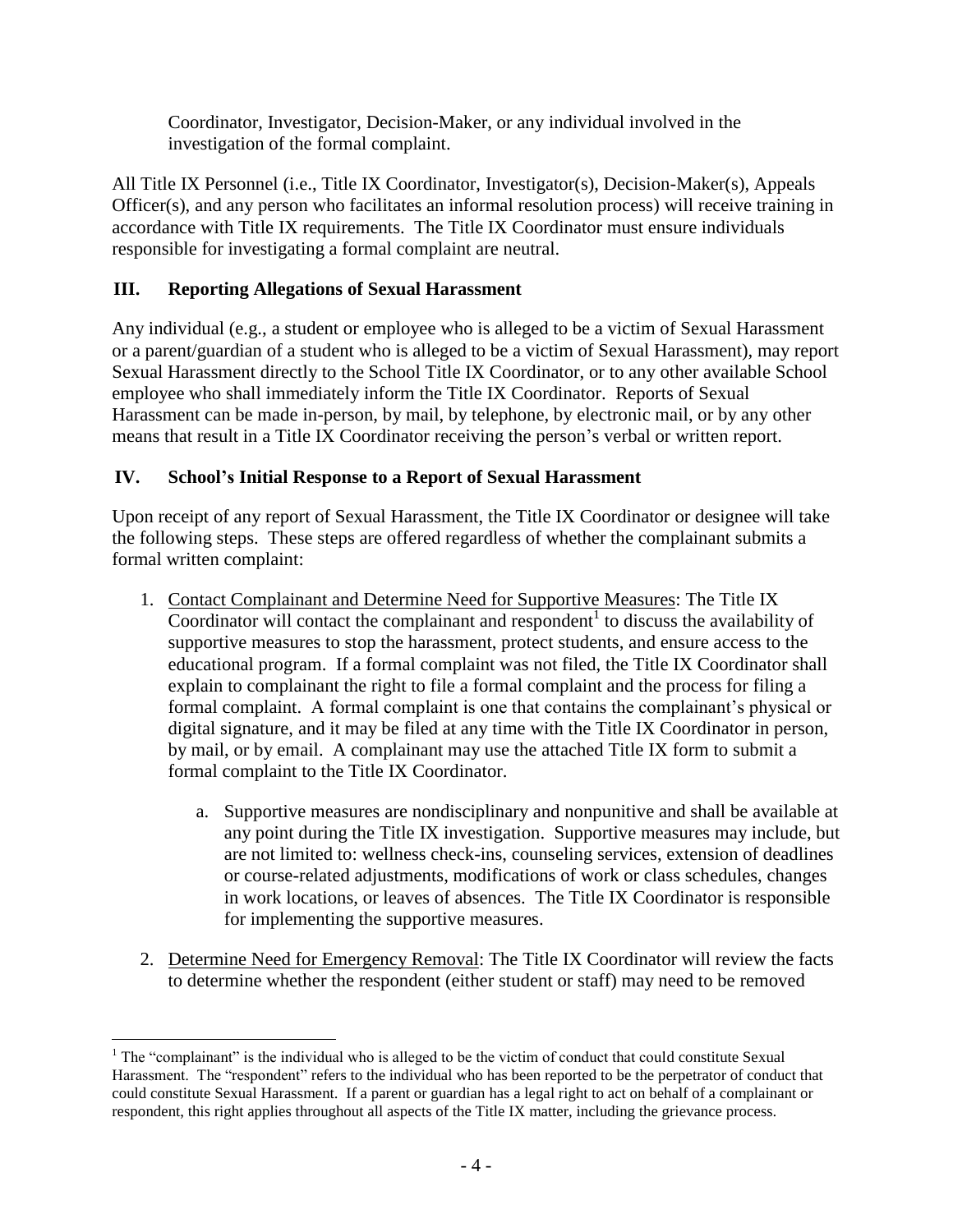Coordinator, Investigator, Decision-Maker, or any individual involved in the investigation of the formal complaint.

All Title IX Personnel (i.e., Title IX Coordinator, Investigator(s), Decision-Maker(s), Appeals Officer(s), and any person who facilitates an informal resolution process) will receive training in accordance with Title IX requirements. The Title IX Coordinator must ensure individuals responsible for investigating a formal complaint are neutral.

## III. Reporting Allegations of Sexual Harassment

Any individual (e.g., a student or employee who is alleged to be a victim of Sexual Harassment or a parent/guardian of a student who is alleged to be a victim of Sexual Harassment), may report Sexual Harassment directly to the School Title IX Coordinator, or to any other available School employee who shall immediately inform the Title IX Coordinator. Reports of Sexual Harassment can be made in-person, by mail, by telephone, by electronic mail, or by any other means that result in a Title IX Coordinator receiving the person's verbal or written report.

## IV. School's Initial Response to a Report of Sexual Harassment

Upon receipt of any report of Sexual Harassment, the Title IX Coordinator or designee will take the following steps. These steps are offered regardless of whether the complainant submits a formal written complaint:

1. Contact Complainant and Determine Need for Supportive Measures: The Title IX Coordinator will contact the complainant and respondent[1] to discuss the availability of supportive measures to stop the harassment, protect students, and ensure access to the educational program. If a formal complaint was not filed, the Title IX Coordinator shall explain to complainant the right to file a formal complaint and the process for filing a formal complaint. A formal complaint is one that contains the complainant's physical or digital signature, and it may be filed at any time with the Title IX Coordinator in person, by mail, or by email. A complainant may use the attached Title IX form to submit a formal complaint to the Title IX Coordinator.

    a. Supportive measures are nondisciplinary and nonpunitive and shall be available at any point during the Title IX investigation. Supportive measures may include, but are not limited to: wellness check-ins, counseling services, extension of deadlines or course-related adjustments, modifications of work or class schedules, changes in work locations, or leaves of absences. The Title IX Coordinator is responsible for implementing the supportive measures.

2. Determine Need for Emergency Removal: The Title IX Coordinator will review the facts to determine whether the respondent (either student or staff) may need to be removed

[1] The "complainant" is the individual who is alleged to be the victim of conduct that could constitute Sexual Harassment. The "respondent" refers to the individual who has been reported to be the perpetrator of conduct that could constitute Sexual Harassment. If a parent or guardian has a legal right to act on behalf of a complainant or respondent, this right applies throughout all aspects of the Title IX matter, including the grievance process.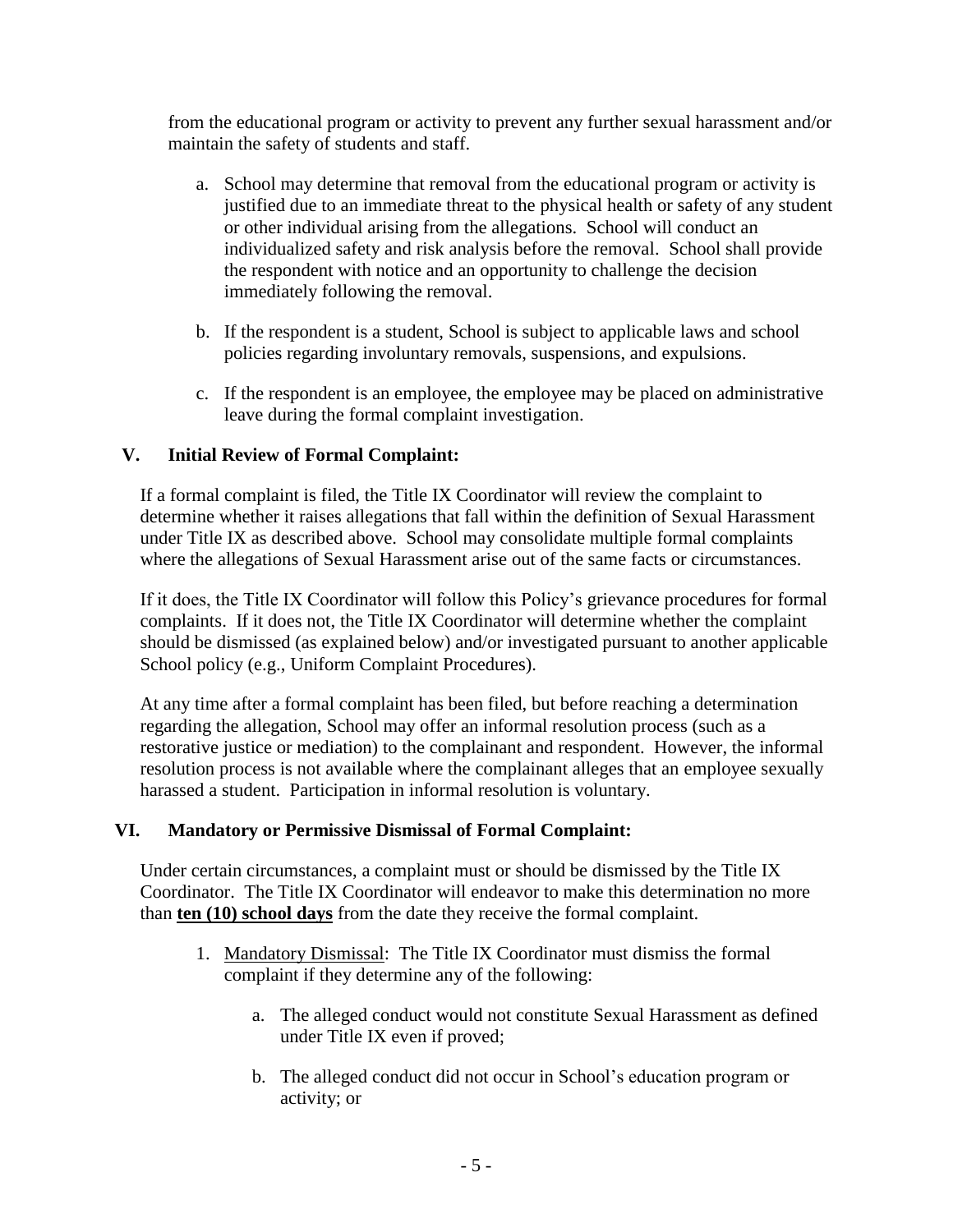from the educational program or activity to prevent any further sexual harassment and/or maintain the safety of students and staff.

a. School may determine that removal from the educational program or activity is justified due to an immediate threat to the physical health or safety of any student or other individual arising from the allegations. School will conduct an individualized safety and risk analysis before the removal. School shall provide the respondent with notice and an opportunity to challenge the decision immediately following the removal.

b. If the respondent is a student, School is subject to applicable laws and school policies regarding involuntary removals, suspensions, and expulsions.

c. If the respondent is an employee, the employee may be placed on administrative leave during the formal complaint investigation.

## V. Initial Review of Formal Complaint:

If a formal complaint is filed, the Title IX Coordinator will review the complaint to determine whether it raises allegations that fall within the definition of Sexual Harassment under Title IX as described above. School may consolidate multiple formal complaints where the allegations of Sexual Harassment arise out of the same facts or circumstances.

If it does, the Title IX Coordinator will follow this Policy's grievance procedures for formal complaints. If it does not, the Title IX Coordinator will determine whether the complaint should be dismissed (as explained below) and/or investigated pursuant to another applicable School policy (e.g., Uniform Complaint Procedures).

At any time after a formal complaint has been filed, but before reaching a determination regarding the allegation, School may offer an informal resolution process (such as a restorative justice or mediation) to the complainant and respondent. However, the informal resolution process is not available where the complainant alleges that an employee sexually harassed a student. Participation in informal resolution is voluntary.

## VI. Mandatory or Permissive Dismissal of Formal Complaint:

Under certain circumstances, a complaint must or should be dismissed by the Title IX Coordinator. The Title IX Coordinator will endeavor to make this determination no more than **ten (10) school days** from the date they receive the formal complaint.

1. Mandatory Dismissal: The Title IX Coordinator must dismiss the formal complaint if they determine any of the following:

    a. The alleged conduct would not constitute Sexual Harassment as defined under Title IX even if proved;

    b. The alleged conduct did not occur in School's education program or activity; or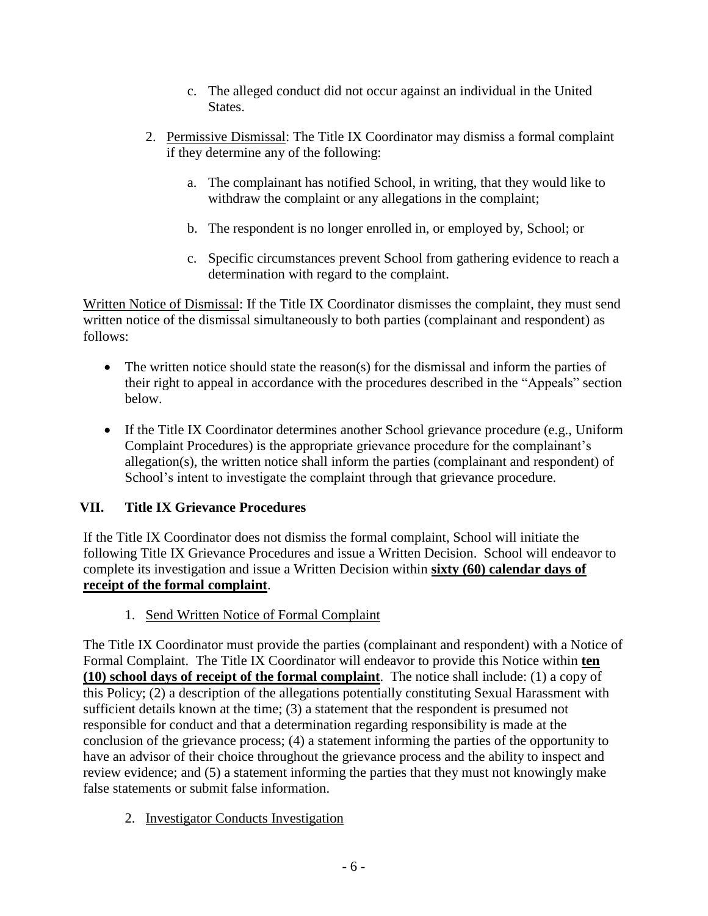c. The alleged conduct did not occur against an individual in the United States.

2. Permissive Dismissal: The Title IX Coordinator may dismiss a formal complaint if they determine any of the following:

    a. The complainant has notified School, in writing, that they would like to withdraw the complaint or any allegations in the complaint;

    b. The respondent is no longer enrolled in, or employed by, School; or

    c. Specific circumstances prevent School from gathering evidence to reach a determination with regard to the complaint.

Written Notice of Dismissal: If the Title IX Coordinator dismisses the complaint, they must send written notice of the dismissal simultaneously to both parties (complainant and respondent) as follows:

- The written notice should state the reason(s) for the dismissal and inform the parties of their right to appeal in accordance with the procedures described in the "Appeals" section below.

- If the Title IX Coordinator determines another School grievance procedure (e.g., Uniform Complaint Procedures) is the appropriate grievance procedure for the complainant's allegation(s), the written notice shall inform the parties (complainant and respondent) of School's intent to investigate the complaint through that grievance procedure.

## VII. Title IX Grievance Procedures

If the Title IX Coordinator does not dismiss the formal complaint, School will initiate the following Title IX Grievance Procedures and issue a Written Decision. School will endeavor to complete its investigation and issue a Written Decision within **sixty (60) calendar days of receipt of the formal complaint**.

1. Send Written Notice of Formal Complaint

The Title IX Coordinator must provide the parties (complainant and respondent) with a Notice of Formal Complaint. The Title IX Coordinator will endeavor to provide this Notice within **ten (10) school days of receipt of the formal complaint**. The notice shall include: (1) a copy of this Policy; (2) a description of the allegations potentially constituting Sexual Harassment with sufficient details known at the time; (3) a statement that the respondent is presumed not responsible for conduct and that a determination regarding responsibility is made at the conclusion of the grievance process; (4) a statement informing the parties of the opportunity to have an advisor of their choice throughout the grievance process and the ability to inspect and review evidence; and (5) a statement informing the parties that they must not knowingly make false statements or submit false information.

2. Investigator Conducts Investigation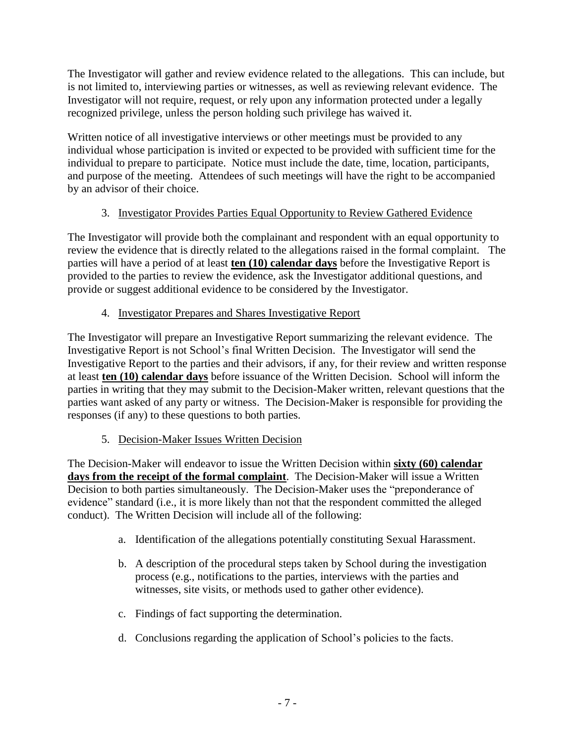The Investigator will gather and review evidence related to the allegations. This can include, but is not limited to, interviewing parties or witnesses, as well as reviewing relevant evidence. The Investigator will not require, request, or rely upon any information protected under a legally recognized privilege, unless the person holding such privilege has waived it.

Written notice of all investigative interviews or other meetings must be provided to any individual whose participation is invited or expected to be provided with sufficient time for the individual to prepare to participate. Notice must include the date, time, location, participants, and purpose of the meeting. Attendees of such meetings will have the right to be accompanied by an advisor of their choice.

3. <u>Investigator Provides Parties Equal Opportunity to Review Gathered Evidence</u>

The Investigator will provide both the complainant and respondent with an equal opportunity to review the evidence that is directly related to the allegations raised in the formal complaint. The parties will have a period of at least **<u>ten (10) calendar days</u>** before the Investigative Report is provided to the parties to review the evidence, ask the Investigator additional questions, and provide or suggest additional evidence to be considered by the Investigator.

4. <u>Investigator Prepares and Shares Investigative Report</u>

The Investigator will prepare an Investigative Report summarizing the relevant evidence. The Investigative Report is not School's final Written Decision. The Investigator will send the Investigative Report to the parties and their advisors, if any, for their review and written response at least **<u>ten (10) calendar days</u>** before issuance of the Written Decision. School will inform the parties in writing that they may submit to the Decision-Maker written, relevant questions that the parties want asked of any party or witness. The Decision-Maker is responsible for providing the responses (if any) to these questions to both parties.

5. <u>Decision-Maker Issues Written Decision</u>

The Decision-Maker will endeavor to issue the Written Decision within **<u>sixty (60) calendar days from the receipt of the formal complaint</u>**. The Decision-Maker will issue a Written Decision to both parties simultaneously. The Decision-Maker uses the "preponderance of evidence" standard (i.e., it is more likely than not that the respondent committed the alleged conduct). The Written Decision will include all of the following:

a. Identification of the allegations potentially constituting Sexual Harassment.

b. A description of the procedural steps taken by School during the investigation process (e.g., notifications to the parties, interviews with the parties and witnesses, site visits, or methods used to gather other evidence).

c. Findings of fact supporting the determination.

d. Conclusions regarding the application of School's policies to the facts.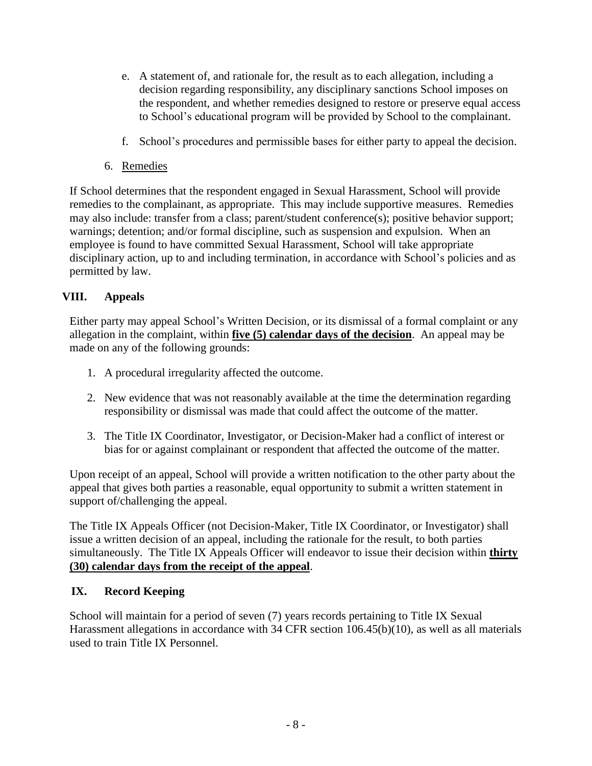e. A statement of, and rationale for, the result as to each allegation, including a decision regarding responsibility, any disciplinary sanctions School imposes on the respondent, and whether remedies designed to restore or preserve equal access to School's educational program will be provided by School to the complainant.

f. School's procedures and permissible bases for either party to appeal the decision.

6. Remedies

If School determines that the respondent engaged in Sexual Harassment, School will provide remedies to the complainant, as appropriate. This may include supportive measures. Remedies may also include: transfer from a class; parent/student conference(s); positive behavior support; warnings; detention; and/or formal discipline, such as suspension and expulsion. When an employee is found to have committed Sexual Harassment, School will take appropriate disciplinary action, up to and including termination, in accordance with School's policies and as permitted by law.

## VIII. Appeals

Either party may appeal School's Written Decision, or its dismissal of a formal complaint or any allegation in the complaint, within **five (5) calendar days of the decision**. An appeal may be made on any of the following grounds:

1. A procedural irregularity affected the outcome.
2. New evidence that was not reasonably available at the time the determination regarding responsibility or dismissal was made that could affect the outcome of the matter.
3. The Title IX Coordinator, Investigator, or Decision-Maker had a conflict of interest or bias for or against complainant or respondent that affected the outcome of the matter.

Upon receipt of an appeal, School will provide a written notification to the other party about the appeal that gives both parties a reasonable, equal opportunity to submit a written statement in support of/challenging the appeal.

The Title IX Appeals Officer (not Decision-Maker, Title IX Coordinator, or Investigator) shall issue a written decision of an appeal, including the rationale for the result, to both parties simultaneously. The Title IX Appeals Officer will endeavor to issue their decision within **thirty (30) calendar days from the receipt of the appeal**.

## IX. Record Keeping

School will maintain for a period of seven (7) years records pertaining to Title IX Sexual Harassment allegations in accordance with 34 CFR section 106.45(b)(10), as well as all materials used to train Title IX Personnel.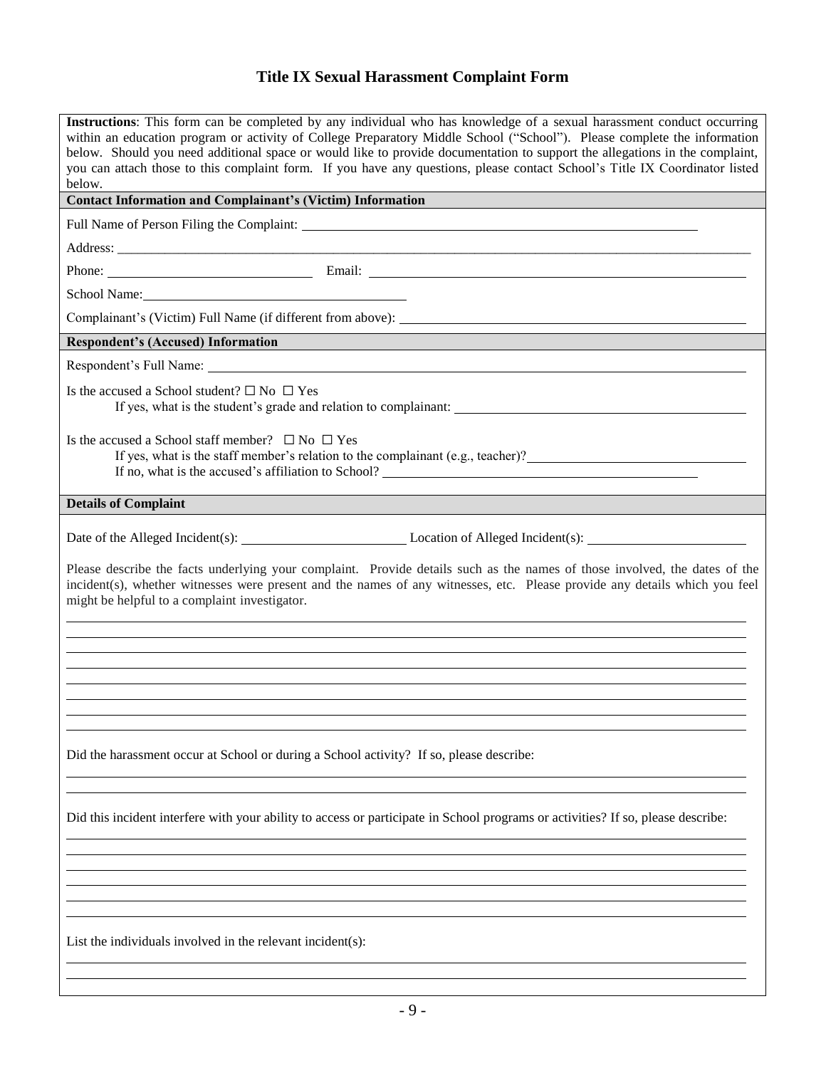# Title IX Sexual Harassment Complaint Form

**Instructions**: This form can be completed by any individual who has knowledge of a sexual harassment conduct occurring within an education program or activity of College Preparatory Middle School ("School"). Please complete the information below. Should you need additional space or would like to provide documentation to support the allegations in the complaint, you can attach those to this complaint form. If you have any questions, please contact School's Title IX Coordinator listed below.

**Contact Information and Complainant's (Victim) Information**

Full Name of Person Filing the Complaint: ______________________________

Address: ______________________________

Phone: ______________________________ Email: ______________________________

School Name: ______________________________

Complainant's (Victim) Full Name (if different from above): ______________________________

**Respondent's (Accused) Information**

Respondent's Full Name: ______________________________

Is the accused a School student? ☐ No ☐ Yes

If yes, what is the student's grade and relation to complainant: ______________________________

Is the accused a School staff member? ☐ No ☐ Yes

If yes, what is the staff member's relation to the complainant (e.g., teacher)? ______________________________

If no, what is the accused's affiliation to School? ______________________________

**Details of Complaint**

Date of the Alleged Incident(s): ______________________________ Location of Alleged Incident(s): ______________________________

Please describe the facts underlying your complaint. Provide details such as the names of those involved, the dates of the incident(s), whether witnesses were present and the names of any witnesses, etc. Please provide any details which you feel might be helpful to a complaint investigator.

______________________________

______________________________

______________________________

______________________________

______________________________

______________________________

______________________________

______________________________

Did the harassment occur at School or during a School activity? If so, please describe:

______________________________

______________________________

Did this incident interfere with your ability to access or participate in School programs or activities? If so, please describe:

______________________________

______________________________

______________________________

______________________________

______________________________

______________________________

List the individuals involved in the relevant incident(s):

______________________________

______________________________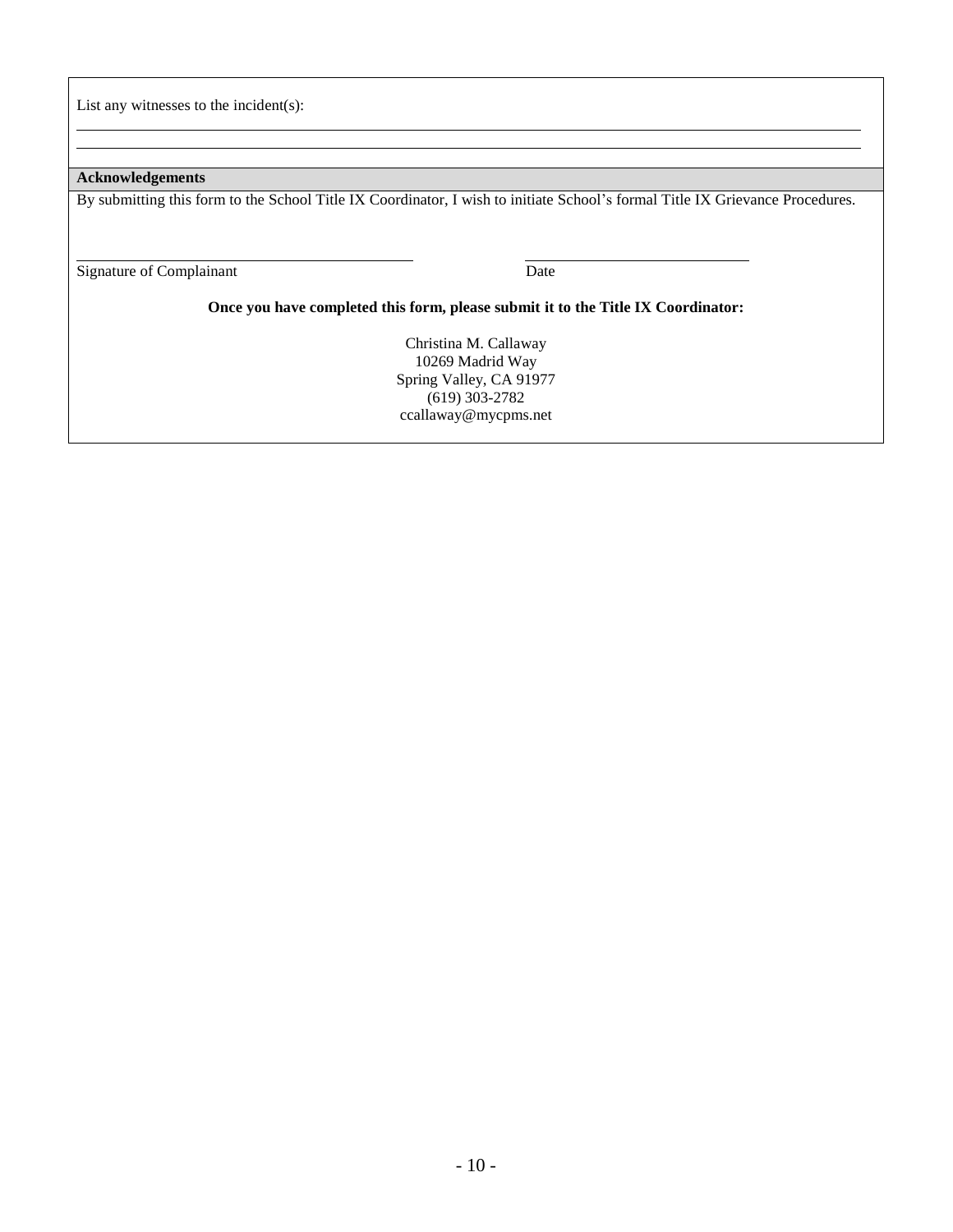List any witnesses to the incident(s):

\_\_\_\_\_\_\_\_\_\_\_\_\_\_\_\_\_\_\_\_\_\_\_\_\_\_\_\_\_\_\_\_\_\_\_\_\_\_\_\_\_\_\_\_\_\_\_\_\_\_\_\_\_\_\_\_\_\_\_\_\_\_\_\_\_\_\_\_\_\_\_\_\_\_\_\_\_\_

\_\_\_\_\_\_\_\_\_\_\_\_\_\_\_\_\_\_\_\_\_\_\_\_\_\_\_\_\_\_\_\_\_\_\_\_\_\_\_\_\_\_\_\_\_\_\_\_\_\_\_\_\_\_\_\_\_\_\_\_\_\_\_\_\_\_\_\_\_\_\_\_\_\_\_\_\_\_

**Acknowledgements**

By submitting this form to the School Title IX Coordinator, I wish to initiate School's formal Title IX Grievance Procedures.

\_\_\_\_\_\_\_\_\_\_\_\_\_\_\_\_\_\_\_\_\_\_\_\_\_\_\_\_\_\_\_\_\_\_\_\_ \_\_\_\_\_\_\_\_\_\_\_\_\_\_\_\_\_\_\_\_\_\_\_\_

Signature of Complainant Date

**Once you have completed this form, please submit it to the Title IX Coordinator:**

Christina M. Callaway
10269 Madrid Way
Spring Valley, CA 91977
(619) 303-2782
ccallaway@mycpms.net